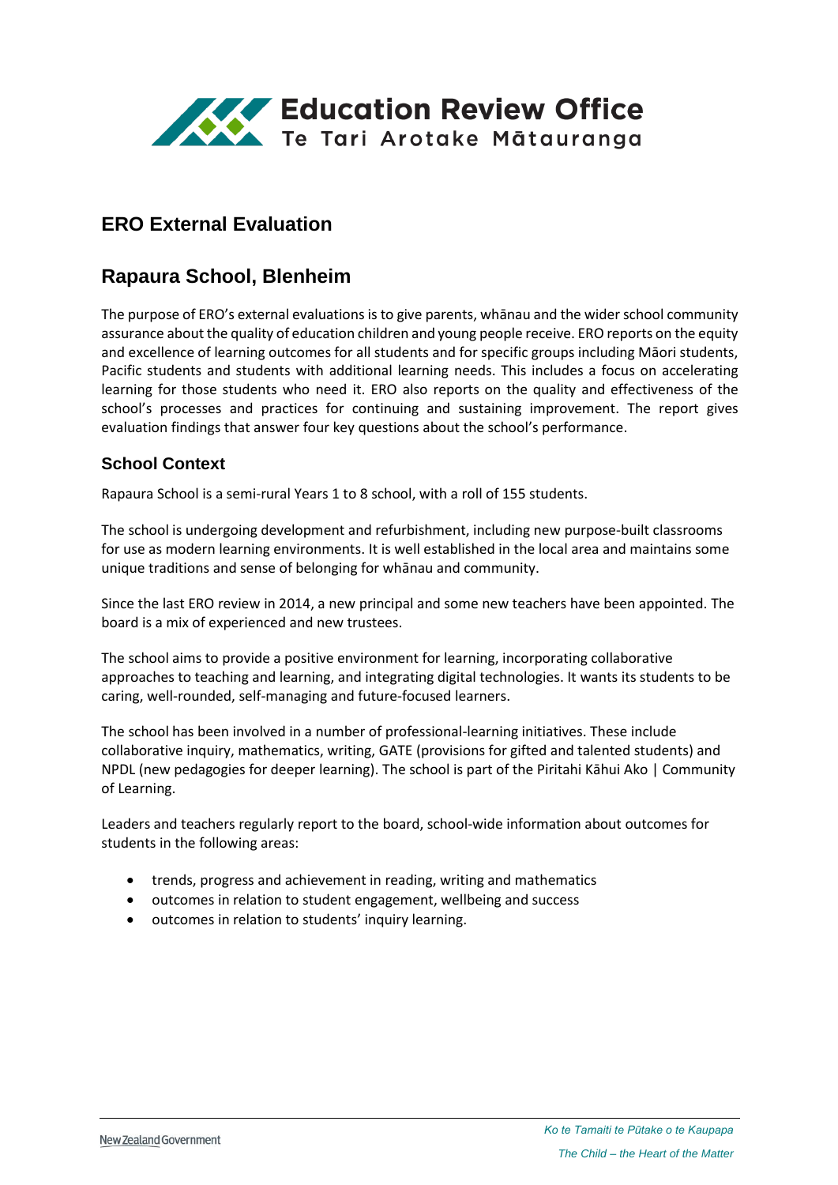Education Review Office
Te Tari Arotake Mātauranga

# ERO External Evaluation

## Rapaura School, Blenheim

The purpose of ERO's external evaluations is to give parents, whānau and the wider school community assurance about the quality of education children and young people receive. ERO reports on the equity and excellence of learning outcomes for all students and for specific groups including Māori students, Pacific students and students with additional learning needs. This includes a focus on accelerating learning for those students who need it. ERO also reports on the quality and effectiveness of the school's processes and practices for continuing and sustaining improvement. The report gives evaluation findings that answer four key questions about the school's performance.

### School Context

Rapaura School is a semi-rural Years 1 to 8 school, with a roll of 155 students.

The school is undergoing development and refurbishment, including new purpose-built classrooms for use as modern learning environments. It is well established in the local area and maintains some unique traditions and sense of belonging for whānau and community.

Since the last ERO review in 2014, a new principal and some new teachers have been appointed. The board is a mix of experienced and new trustees.

The school aims to provide a positive environment for learning, incorporating collaborative approaches to teaching and learning, and integrating digital technologies. It wants its students to be caring, well-rounded, self-managing and future-focused learners.

The school has been involved in a number of professional-learning initiatives. These include collaborative inquiry, mathematics, writing, GATE (provisions for gifted and talented students) and NPDL (new pedagogies for deeper learning). The school is part of the Piritahi Kāhui Ako | Community of Learning.

Leaders and teachers regularly report to the board, school-wide information about outcomes for students in the following areas:

- trends, progress and achievement in reading, writing and mathematics
- outcomes in relation to student engagement, wellbeing and success
- outcomes in relation to students' inquiry learning.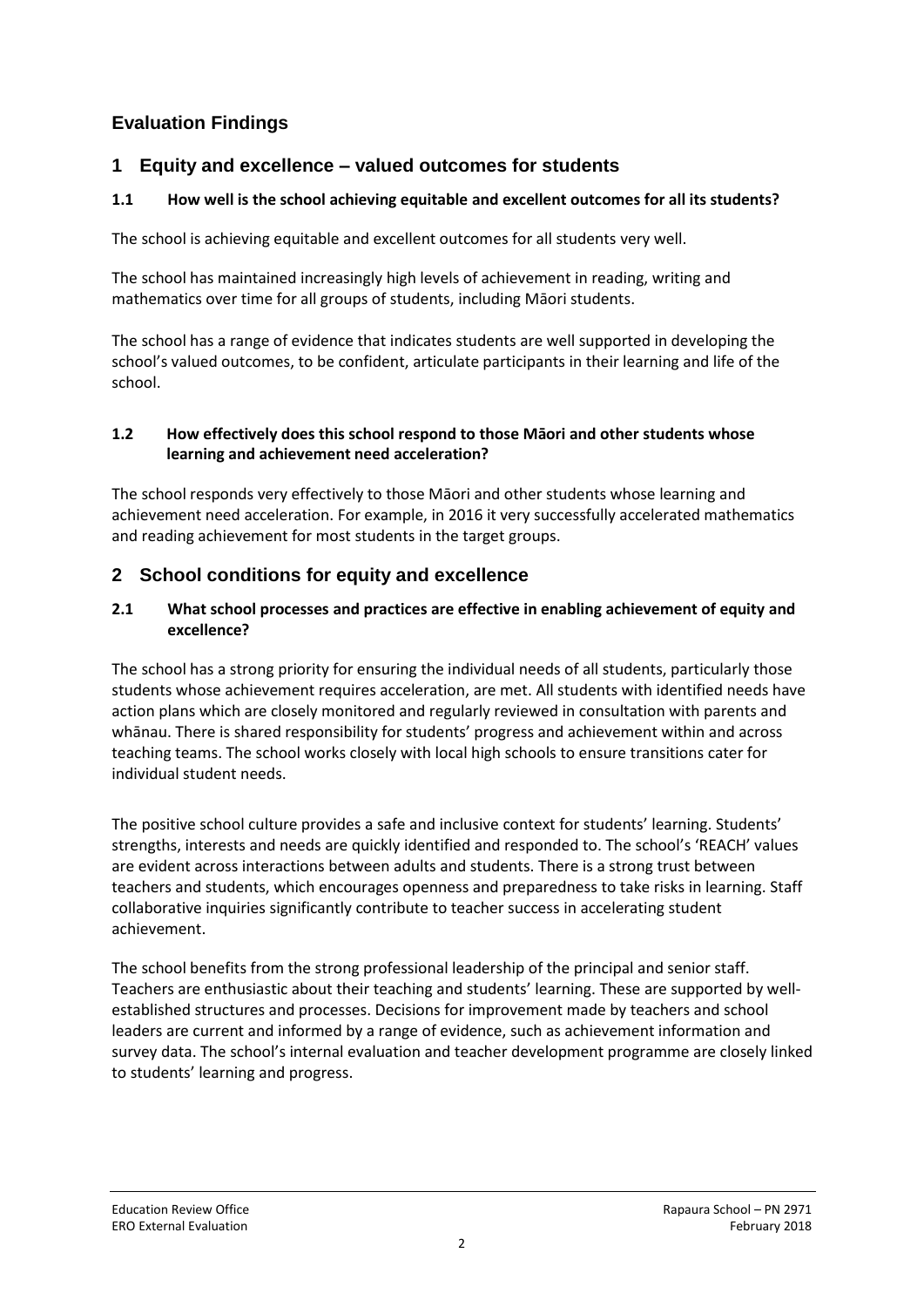## Evaluation Findings

### 1 Equity and excellence – valued outcomes for students

#### 1.1 How well is the school achieving equitable and excellent outcomes for all its students?

The school is achieving equitable and excellent outcomes for all students very well.

The school has maintained increasingly high levels of achievement in reading, writing and mathematics over time for all groups of students, including Māori students.

The school has a range of evidence that indicates students are well supported in developing the school's valued outcomes, to be confident, articulate participants in their learning and life of the school.

#### 1.2 How effectively does this school respond to those Māori and other students whose learning and achievement need acceleration?

The school responds very effectively to those Māori and other students whose learning and achievement need acceleration. For example, in 2016 it very successfully accelerated mathematics and reading achievement for most students in the target groups.

### 2 School conditions for equity and excellence

#### 2.1 What school processes and practices are effective in enabling achievement of equity and excellence?

The school has a strong priority for ensuring the individual needs of all students, particularly those students whose achievement requires acceleration, are met. All students with identified needs have action plans which are closely monitored and regularly reviewed in consultation with parents and whānau. There is shared responsibility for students' progress and achievement within and across teaching teams. The school works closely with local high schools to ensure transitions cater for individual student needs.

The positive school culture provides a safe and inclusive context for students' learning. Students' strengths, interests and needs are quickly identified and responded to. The school's 'REACH' values are evident across interactions between adults and students. There is a strong trust between teachers and students, which encourages openness and preparedness to take risks in learning. Staff collaborative inquiries significantly contribute to teacher success in accelerating student achievement.

The school benefits from the strong professional leadership of the principal and senior staff. Teachers are enthusiastic about their teaching and students' learning. These are supported by well-established structures and processes. Decisions for improvement made by teachers and school leaders are current and informed by a range of evidence, such as achievement information and survey data. The school's internal evaluation and teacher development programme are closely linked to students' learning and progress.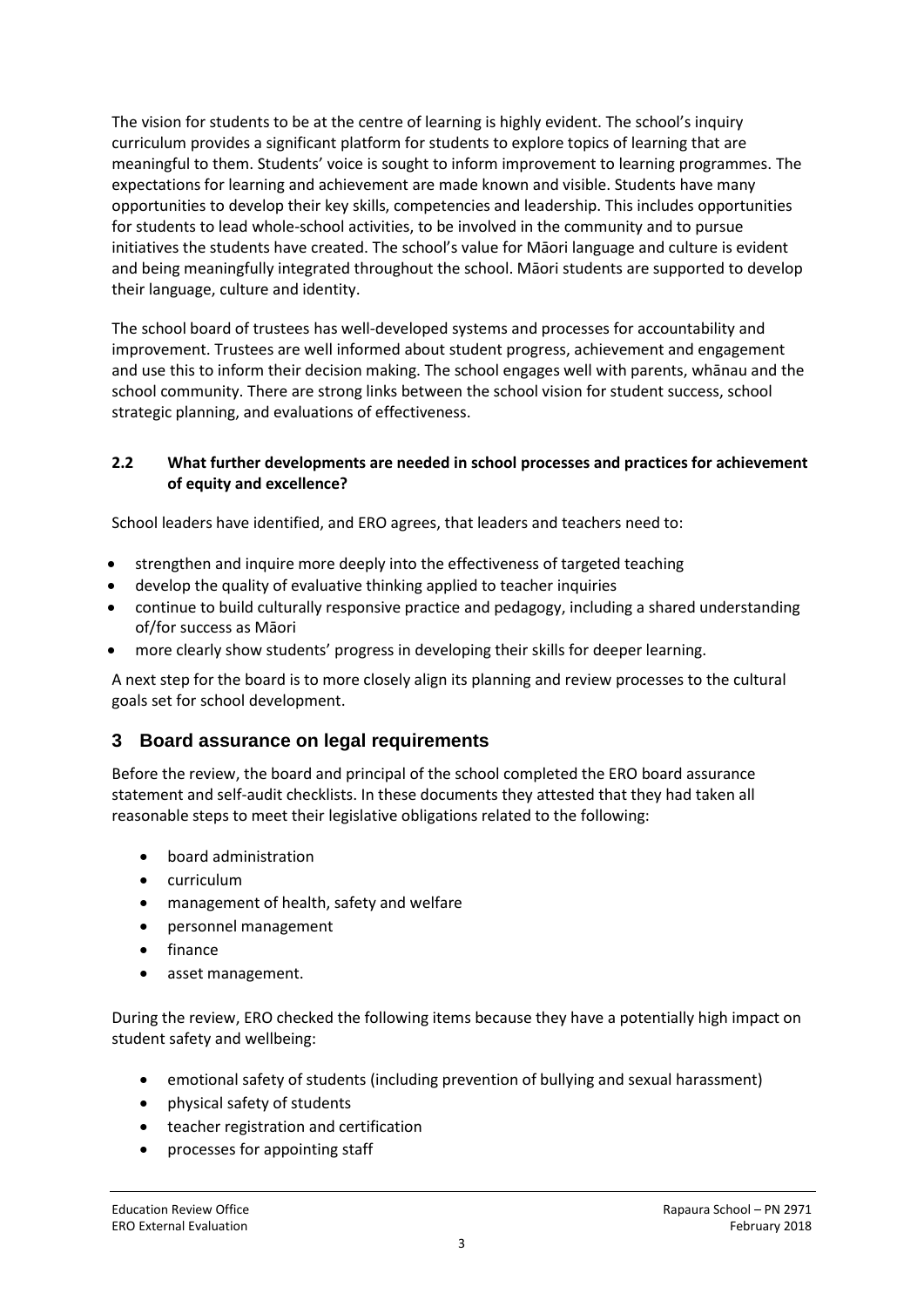The vision for students to be at the centre of learning is highly evident. The school's inquiry curriculum provides a significant platform for students to explore topics of learning that are meaningful to them. Students' voice is sought to inform improvement to learning programmes. The expectations for learning and achievement are made known and visible. Students have many opportunities to develop their key skills, competencies and leadership. This includes opportunities for students to lead whole-school activities, to be involved in the community and to pursue initiatives the students have created. The school's value for Māori language and culture is evident and being meaningfully integrated throughout the school. Māori students are supported to develop their language, culture and identity.

The school board of trustees has well-developed systems and processes for accountability and improvement. Trustees are well informed about student progress, achievement and engagement and use this to inform their decision making. The school engages well with parents, whānau and the school community. There are strong links between the school vision for student success, school strategic planning, and evaluations of effectiveness.

### 2.2 What further developments are needed in school processes and practices for achievement of equity and excellence?

School leaders have identified, and ERO agrees, that leaders and teachers need to:

- strengthen and inquire more deeply into the effectiveness of targeted teaching
- develop the quality of evaluative thinking applied to teacher inquiries
- continue to build culturally responsive practice and pedagogy, including a shared understanding of/for success as Māori
- more clearly show students' progress in developing their skills for deeper learning.

A next step for the board is to more closely align its planning and review processes to the cultural goals set for school development.

## 3 Board assurance on legal requirements

Before the review, the board and principal of the school completed the ERO board assurance statement and self-audit checklists. In these documents they attested that they had taken all reasonable steps to meet their legislative obligations related to the following:

- board administration
- curriculum
- management of health, safety and welfare
- personnel management
- finance
- asset management.

During the review, ERO checked the following items because they have a potentially high impact on student safety and wellbeing:

- emotional safety of students (including prevention of bullying and sexual harassment)
- physical safety of students
- teacher registration and certification
- processes for appointing staff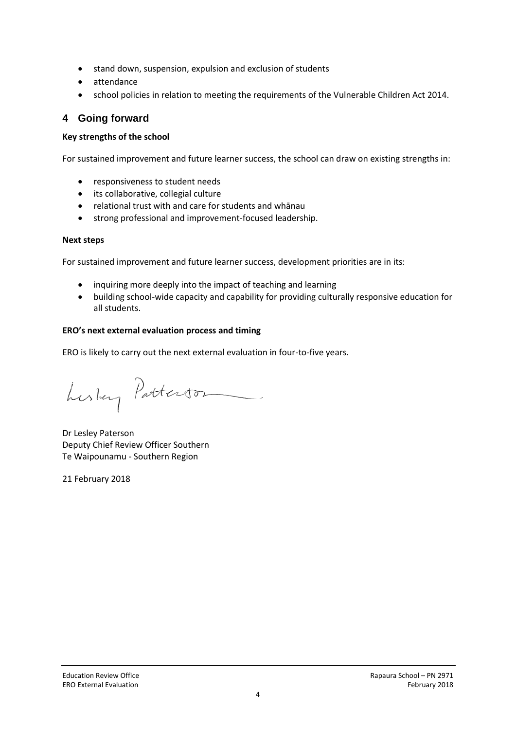- stand down, suspension, expulsion and exclusion of students
- attendance
- school policies in relation to meeting the requirements of the Vulnerable Children Act 2014.

## 4 Going forward

**Key strengths of the school**

For sustained improvement and future learner success, the school can draw on existing strengths in:

- responsiveness to student needs
- its collaborative, collegial culture
- relational trust with and care for students and whānau
- strong professional and improvement-focused leadership.

**Next steps**

For sustained improvement and future learner success, development priorities are in its:

- inquiring more deeply into the impact of teaching and learning
- building school-wide capacity and capability for providing culturally responsive education for all students.

**ERO's next external evaluation process and timing**

ERO is likely to carry out the next external evaluation in four-to-five years.

Dr Lesley Paterson
Deputy Chief Review Officer Southern
Te Waipounamu - Southern Region

21 February 2018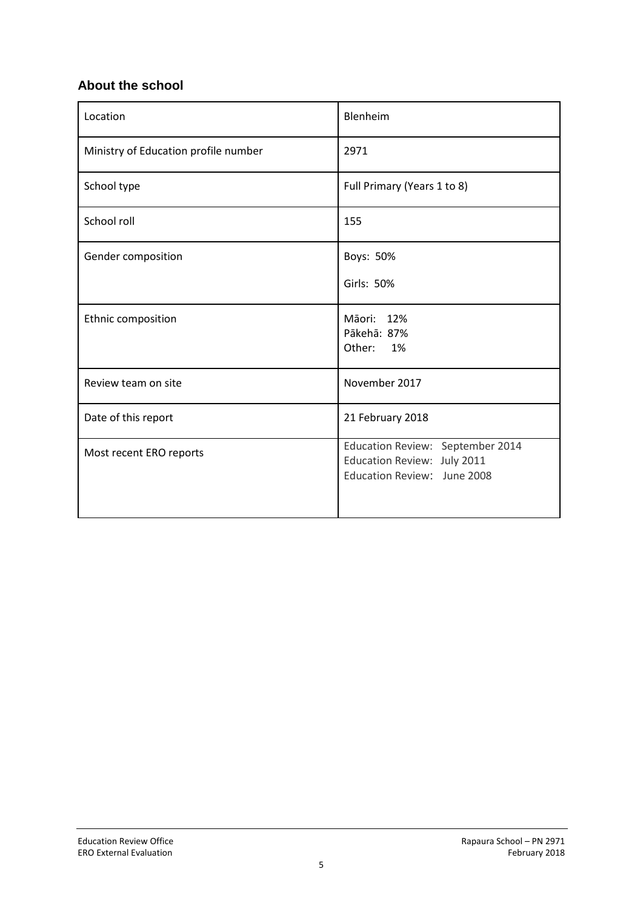## About the school

| | |
|---|---|
| Location | Blenheim |
| Ministry of Education profile number | 2971 |
| School type | Full Primary (Years 1 to 8) |
| School roll | 155 |
| Gender composition | Boys: 50%<br>Girls: 50% |
| Ethnic composition | Māori: 12%<br>Pākehā: 87%<br>Other: 1% |
| Review team on site | November 2017 |
| Date of this report | 21 February 2018 |
| Most recent ERO reports | Education Review: September 2014<br>Education Review: July 2011<br>Education Review: June 2008 |